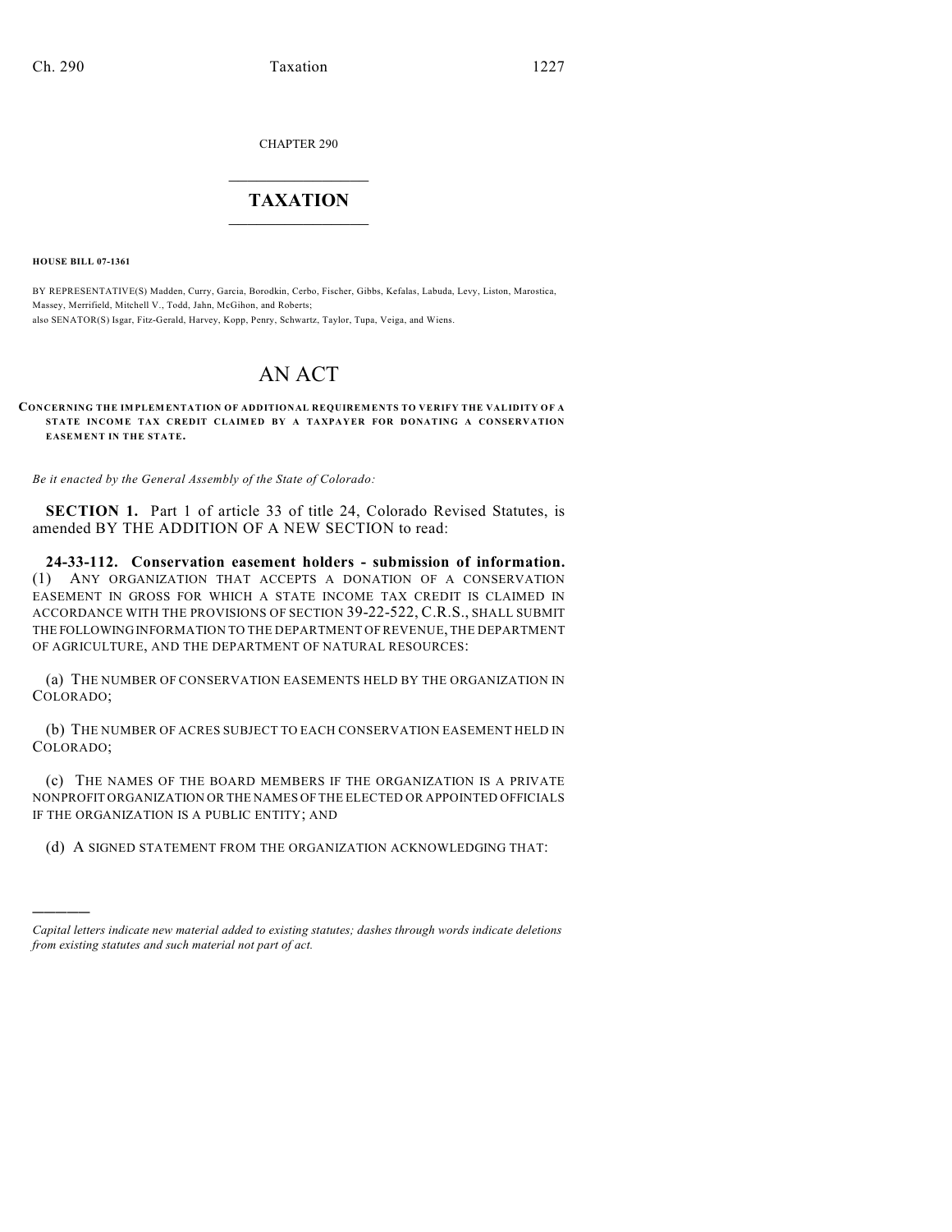CHAPTER 290

# TAXATION

**HOUSE BILL 07-1361**

BY REPRESENTATIVE(S) Madden, Curry, Garcia, Borodkin, Cerbo, Fischer, Gibbs, Kefalas, Labuda, Levy, Liston, Marostica, Massey, Merrifield, Mitchell V., Todd, Jahn, McGihon, and Roberts;
also SENATOR(S) Isgar, Fitz-Gerald, Harvey, Kopp, Penry, Schwartz, Taylor, Tupa, Veiga, and Wiens.

# AN ACT

**CONCERNING THE IMPLEMENTATION OF ADDITIONAL REQUIREMENTS TO VERIFY THE VALIDITY OF A STATE INCOME TAX CREDIT CLAIMED BY A TAXPAYER FOR DONATING A CONSERVATION EASEMENT IN THE STATE.**

*Be it enacted by the General Assembly of the State of Colorado:*

**SECTION 1.** Part 1 of article 33 of title 24, Colorado Revised Statutes, is amended BY THE ADDITION OF A NEW SECTION to read:

**24-33-112. Conservation easement holders - submission of information.** (1) ANY ORGANIZATION THAT ACCEPTS A DONATION OF A CONSERVATION EASEMENT IN GROSS FOR WHICH A STATE INCOME TAX CREDIT IS CLAIMED IN ACCORDANCE WITH THE PROVISIONS OF SECTION 39-22-522, C.R.S., SHALL SUBMIT THE FOLLOWING INFORMATION TO THE DEPARTMENT OF REVENUE, THE DEPARTMENT OF AGRICULTURE, AND THE DEPARTMENT OF NATURAL RESOURCES:

(a) THE NUMBER OF CONSERVATION EASEMENTS HELD BY THE ORGANIZATION IN COLORADO;

(b) THE NUMBER OF ACRES SUBJECT TO EACH CONSERVATION EASEMENT HELD IN COLORADO;

(c) THE NAMES OF THE BOARD MEMBERS IF THE ORGANIZATION IS A PRIVATE NONPROFIT ORGANIZATION OR THE NAMES OF THE ELECTED OR APPOINTED OFFICIALS IF THE ORGANIZATION IS A PUBLIC ENTITY; AND

(d) A SIGNED STATEMENT FROM THE ORGANIZATION ACKNOWLEDGING THAT:

---

*Capital letters indicate new material added to existing statutes; dashes through words indicate deletions from existing statutes and such material not part of act.*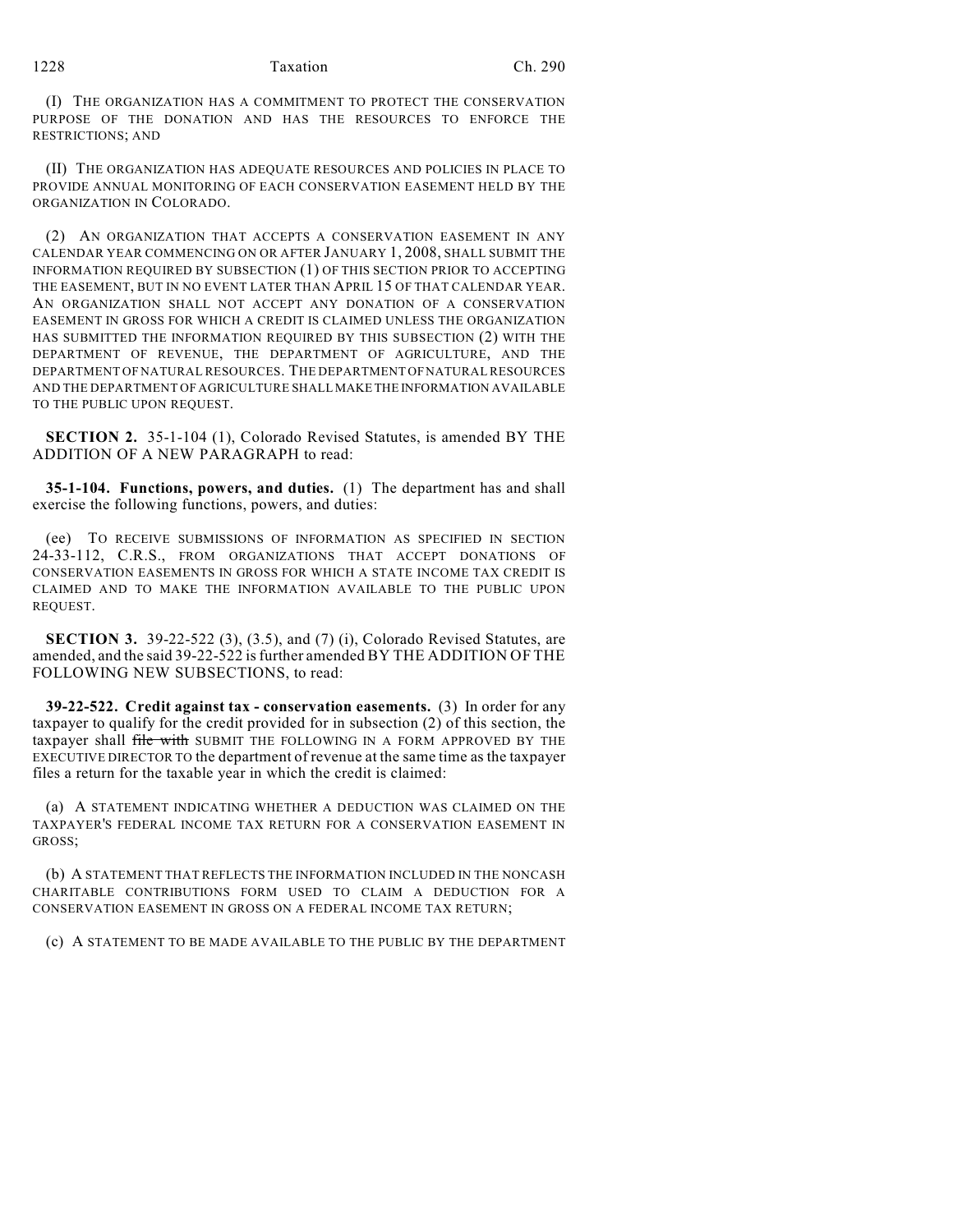(I) THE ORGANIZATION HAS A COMMITMENT TO PROTECT THE CONSERVATION PURPOSE OF THE DONATION AND HAS THE RESOURCES TO ENFORCE THE RESTRICTIONS; AND

(II) THE ORGANIZATION HAS ADEQUATE RESOURCES AND POLICIES IN PLACE TO PROVIDE ANNUAL MONITORING OF EACH CONSERVATION EASEMENT HELD BY THE ORGANIZATION IN COLORADO.

(2) AN ORGANIZATION THAT ACCEPTS A CONSERVATION EASEMENT IN ANY CALENDAR YEAR COMMENCING ON OR AFTER JANUARY 1, 2008, SHALL SUBMIT THE INFORMATION REQUIRED BY SUBSECTION (1) OF THIS SECTION PRIOR TO ACCEPTING THE EASEMENT, BUT IN NO EVENT LATER THAN APRIL 15 OF THAT CALENDAR YEAR. AN ORGANIZATION SHALL NOT ACCEPT ANY DONATION OF A CONSERVATION EASEMENT IN GROSS FOR WHICH A CREDIT IS CLAIMED UNLESS THE ORGANIZATION HAS SUBMITTED THE INFORMATION REQUIRED BY THIS SUBSECTION (2) WITH THE DEPARTMENT OF REVENUE, THE DEPARTMENT OF AGRICULTURE, AND THE DEPARTMENT OF NATURAL RESOURCES. THE DEPARTMENT OF NATURAL RESOURCES AND THE DEPARTMENT OF AGRICULTURE SHALL MAKE THE INFORMATION AVAILABLE TO THE PUBLIC UPON REQUEST.

**SECTION 2.** 35-1-104 (1), Colorado Revised Statutes, is amended BY THE ADDITION OF A NEW PARAGRAPH to read:

**35-1-104. Functions, powers, and duties.** (1) The department has and shall exercise the following functions, powers, and duties:

(ee) TO RECEIVE SUBMISSIONS OF INFORMATION AS SPECIFIED IN SECTION 24-33-112, C.R.S., FROM ORGANIZATIONS THAT ACCEPT DONATIONS OF CONSERVATION EASEMENTS IN GROSS FOR WHICH A STATE INCOME TAX CREDIT IS CLAIMED AND TO MAKE THE INFORMATION AVAILABLE TO THE PUBLIC UPON REQUEST.

**SECTION 3.** 39-22-522 (3), (3.5), and (7) (i), Colorado Revised Statutes, are amended, and the said 39-22-522 is further amended BY THE ADDITION OF THE FOLLOWING NEW SUBSECTIONS, to read:

**39-22-522. Credit against tax - conservation easements.** (3) In order for any taxpayer to qualify for the credit provided for in subsection (2) of this section, the taxpayer shall ~~file with~~ SUBMIT THE FOLLOWING IN A FORM APPROVED BY THE EXECUTIVE DIRECTOR TO the department of revenue at the same time as the taxpayer files a return for the taxable year in which the credit is claimed:

(a) A STATEMENT INDICATING WHETHER A DEDUCTION WAS CLAIMED ON THE TAXPAYER'S FEDERAL INCOME TAX RETURN FOR A CONSERVATION EASEMENT IN GROSS;

(b) A STATEMENT THAT REFLECTS THE INFORMATION INCLUDED IN THE NONCASH CHARITABLE CONTRIBUTIONS FORM USED TO CLAIM A DEDUCTION FOR A CONSERVATION EASEMENT IN GROSS ON A FEDERAL INCOME TAX RETURN;

(c) A STATEMENT TO BE MADE AVAILABLE TO THE PUBLIC BY THE DEPARTMENT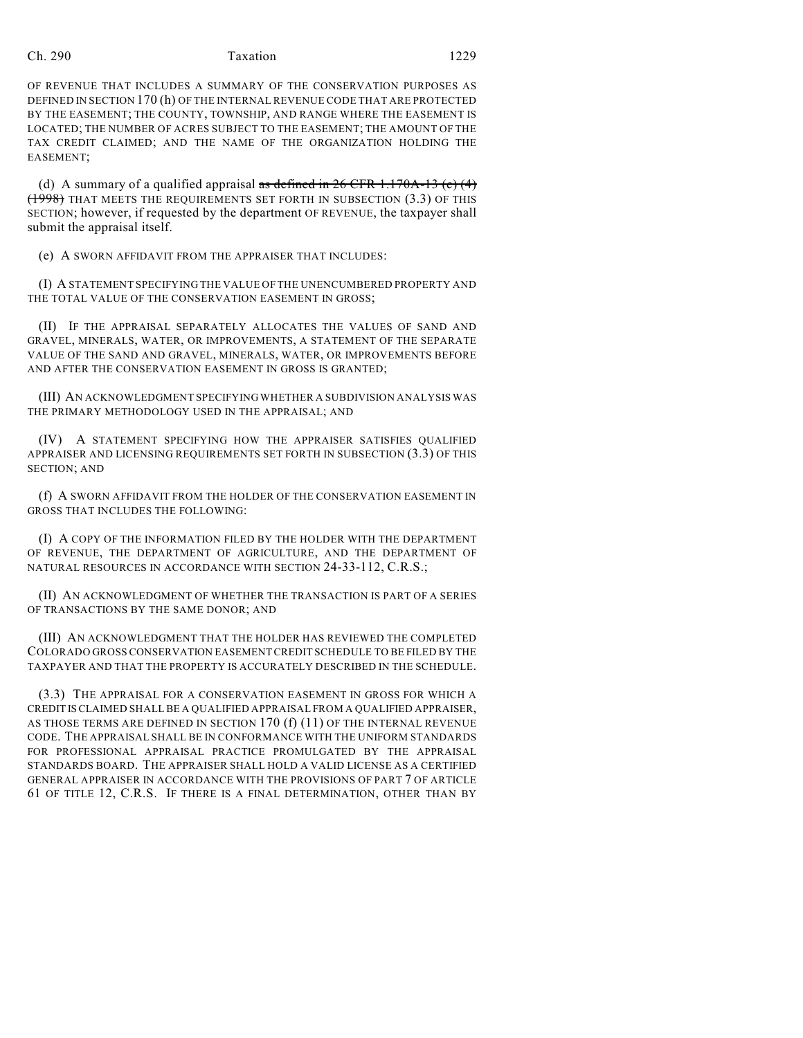OF REVENUE THAT INCLUDES A SUMMARY OF THE CONSERVATION PURPOSES AS DEFINED IN SECTION 170 (h) OF THE INTERNAL REVENUE CODE THAT ARE PROTECTED BY THE EASEMENT; THE COUNTY, TOWNSHIP, AND RANGE WHERE THE EASEMENT IS LOCATED; THE NUMBER OF ACRES SUBJECT TO THE EASEMENT; THE AMOUNT OF THE TAX CREDIT CLAIMED; AND THE NAME OF THE ORGANIZATION HOLDING THE EASEMENT;

(d) A summary of a qualified appraisal ~~as defined in 26 CFR 1.170A-13 (c) (4) (1998)~~ THAT MEETS THE REQUIREMENTS SET FORTH IN SUBSECTION (3.3) OF THIS SECTION; however, if requested by the department OF REVENUE, the taxpayer shall submit the appraisal itself.

(e) A SWORN AFFIDAVIT FROM THE APPRAISER THAT INCLUDES:

(I) A STATEMENT SPECIFYING THE VALUE OF THE UNENCUMBERED PROPERTY AND THE TOTAL VALUE OF THE CONSERVATION EASEMENT IN GROSS;

(II) IF THE APPRAISAL SEPARATELY ALLOCATES THE VALUES OF SAND AND GRAVEL, MINERALS, WATER, OR IMPROVEMENTS, A STATEMENT OF THE SEPARATE VALUE OF THE SAND AND GRAVEL, MINERALS, WATER, OR IMPROVEMENTS BEFORE AND AFTER THE CONSERVATION EASEMENT IN GROSS IS GRANTED;

(III) AN ACKNOWLEDGMENT SPECIFYING WHETHER A SUBDIVISION ANALYSIS WAS THE PRIMARY METHODOLOGY USED IN THE APPRAISAL; AND

(IV) A STATEMENT SPECIFYING HOW THE APPRAISER SATISFIES QUALIFIED APPRAISER AND LICENSING REQUIREMENTS SET FORTH IN SUBSECTION (3.3) OF THIS SECTION; AND

(f) A SWORN AFFIDAVIT FROM THE HOLDER OF THE CONSERVATION EASEMENT IN GROSS THAT INCLUDES THE FOLLOWING:

(I) A COPY OF THE INFORMATION FILED BY THE HOLDER WITH THE DEPARTMENT OF REVENUE, THE DEPARTMENT OF AGRICULTURE, AND THE DEPARTMENT OF NATURAL RESOURCES IN ACCORDANCE WITH SECTION 24-33-112, C.R.S.;

(II) AN ACKNOWLEDGMENT OF WHETHER THE TRANSACTION IS PART OF A SERIES OF TRANSACTIONS BY THE SAME DONOR; AND

(III) AN ACKNOWLEDGMENT THAT THE HOLDER HAS REVIEWED THE COMPLETED COLORADO GROSS CONSERVATION EASEMENT CREDIT SCHEDULE TO BE FILED BY THE TAXPAYER AND THAT THE PROPERTY IS ACCURATELY DESCRIBED IN THE SCHEDULE.

(3.3) THE APPRAISAL FOR A CONSERVATION EASEMENT IN GROSS FOR WHICH A CREDIT IS CLAIMED SHALL BE A QUALIFIED APPRAISAL FROM A QUALIFIED APPRAISER, AS THOSE TERMS ARE DEFINED IN SECTION 170 (f) (11) OF THE INTERNAL REVENUE CODE. THE APPRAISAL SHALL BE IN CONFORMANCE WITH THE UNIFORM STANDARDS FOR PROFESSIONAL APPRAISAL PRACTICE PROMULGATED BY THE APPRAISAL STANDARDS BOARD. THE APPRAISER SHALL HOLD A VALID LICENSE AS A CERTIFIED GENERAL APPRAISER IN ACCORDANCE WITH THE PROVISIONS OF PART 7 OF ARTICLE 61 OF TITLE 12, C.R.S. IF THERE IS A FINAL DETERMINATION, OTHER THAN BY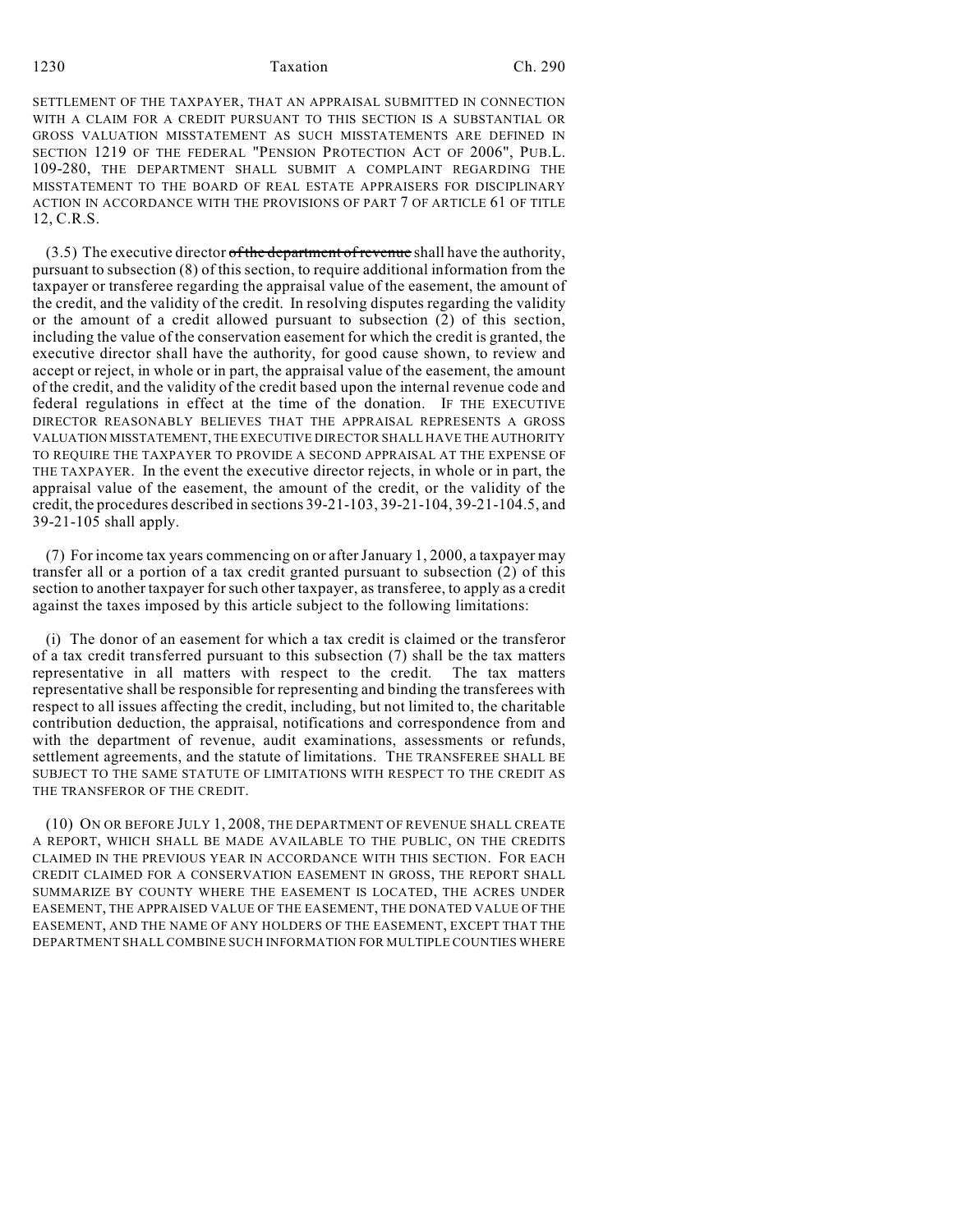SETTLEMENT OF THE TAXPAYER, THAT AN APPRAISAL SUBMITTED IN CONNECTION WITH A CLAIM FOR A CREDIT PURSUANT TO THIS SECTION IS A SUBSTANTIAL OR GROSS VALUATION MISSTATEMENT AS SUCH MISSTATEMENTS ARE DEFINED IN SECTION 1219 OF THE FEDERAL "PENSION PROTECTION ACT OF 2006", PUB.L. 109-280, THE DEPARTMENT SHALL SUBMIT A COMPLAINT REGARDING THE MISSTATEMENT TO THE BOARD OF REAL ESTATE APPRAISERS FOR DISCIPLINARY ACTION IN ACCORDANCE WITH THE PROVISIONS OF PART 7 OF ARTICLE 61 OF TITLE 12, C.R.S.

(3.5) The executive director ~~of the department of revenue~~ shall have the authority, pursuant to subsection (8) of this section, to require additional information from the taxpayer or transferee regarding the appraisal value of the easement, the amount of the credit, and the validity of the credit. In resolving disputes regarding the validity or the amount of a credit allowed pursuant to subsection (2) of this section, including the value of the conservation easement for which the credit is granted, the executive director shall have the authority, for good cause shown, to review and accept or reject, in whole or in part, the appraisal value of the easement, the amount of the credit, and the validity of the credit based upon the internal revenue code and federal regulations in effect at the time of the donation. IF THE EXECUTIVE DIRECTOR REASONABLY BELIEVES THAT THE APPRAISAL REPRESENTS A GROSS VALUATION MISSTATEMENT, THE EXECUTIVE DIRECTOR SHALL HAVE THE AUTHORITY TO REQUIRE THE TAXPAYER TO PROVIDE A SECOND APPRAISAL AT THE EXPENSE OF THE TAXPAYER. In the event the executive director rejects, in whole or in part, the appraisal value of the easement, the amount of the credit, or the validity of the credit, the procedures described in sections 39-21-103, 39-21-104, 39-21-104.5, and 39-21-105 shall apply.

(7) For income tax years commencing on or after January 1, 2000, a taxpayer may transfer all or a portion of a tax credit granted pursuant to subsection (2) of this section to another taxpayer for such other taxpayer, as transferee, to apply as a credit against the taxes imposed by this article subject to the following limitations:

(i) The donor of an easement for which a tax credit is claimed or the transferor of a tax credit transferred pursuant to this subsection (7) shall be the tax matters representative in all matters with respect to the credit. The tax matters representative shall be responsible for representing and binding the transferees with respect to all issues affecting the credit, including, but not limited to, the charitable contribution deduction, the appraisal, notifications and correspondence from and with the department of revenue, audit examinations, assessments or refunds, settlement agreements, and the statute of limitations. THE TRANSFEREE SHALL BE SUBJECT TO THE SAME STATUTE OF LIMITATIONS WITH RESPECT TO THE CREDIT AS THE TRANSFEROR OF THE CREDIT.

(10) ON OR BEFORE JULY 1, 2008, THE DEPARTMENT OF REVENUE SHALL CREATE A REPORT, WHICH SHALL BE MADE AVAILABLE TO THE PUBLIC, ON THE CREDITS CLAIMED IN THE PREVIOUS YEAR IN ACCORDANCE WITH THIS SECTION. FOR EACH CREDIT CLAIMED FOR A CONSERVATION EASEMENT IN GROSS, THE REPORT SHALL SUMMARIZE BY COUNTY WHERE THE EASEMENT IS LOCATED, THE ACRES UNDER EASEMENT, THE APPRAISED VALUE OF THE EASEMENT, THE DONATED VALUE OF THE EASEMENT, AND THE NAME OF ANY HOLDERS OF THE EASEMENT, EXCEPT THAT THE DEPARTMENT SHALL COMBINE SUCH INFORMATION FOR MULTIPLE COUNTIES WHERE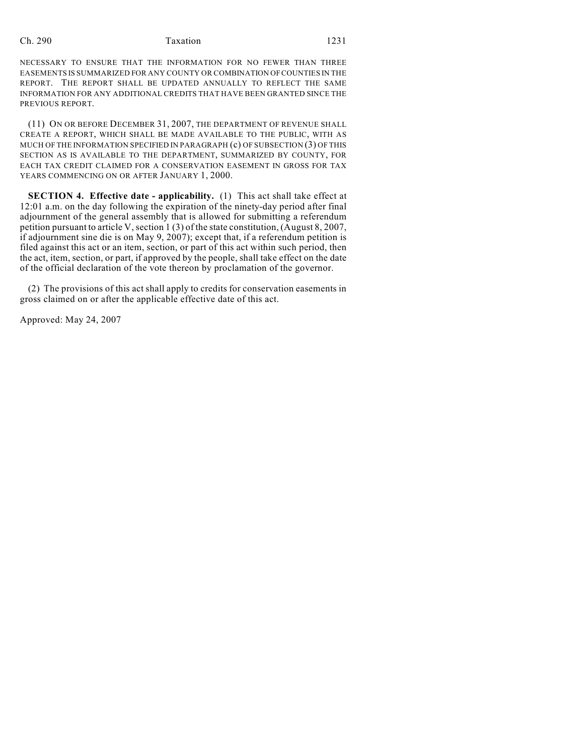NECESSARY TO ENSURE THAT THE INFORMATION FOR NO FEWER THAN THREE EASEMENTS IS SUMMARIZED FOR ANY COUNTY OR COMBINATION OF COUNTIES IN THE REPORT. THE REPORT SHALL BE UPDATED ANNUALLY TO REFLECT THE SAME INFORMATION FOR ANY ADDITIONAL CREDITS THAT HAVE BEEN GRANTED SINCE THE PREVIOUS REPORT.

(11) ON OR BEFORE DECEMBER 31, 2007, THE DEPARTMENT OF REVENUE SHALL CREATE A REPORT, WHICH SHALL BE MADE AVAILABLE TO THE PUBLIC, WITH AS MUCH OF THE INFORMATION SPECIFIED IN PARAGRAPH (c) OF SUBSECTION (3) OF THIS SECTION AS IS AVAILABLE TO THE DEPARTMENT, SUMMARIZED BY COUNTY, FOR EACH TAX CREDIT CLAIMED FOR A CONSERVATION EASEMENT IN GROSS FOR TAX YEARS COMMENCING ON OR AFTER JANUARY 1, 2000.

**SECTION 4. Effective date - applicability.** (1) This act shall take effect at 12:01 a.m. on the day following the expiration of the ninety-day period after final adjournment of the general assembly that is allowed for submitting a referendum petition pursuant to article V, section 1 (3) of the state constitution, (August 8, 2007, if adjournment sine die is on May 9, 2007); except that, if a referendum petition is filed against this act or an item, section, or part of this act within such period, then the act, item, section, or part, if approved by the people, shall take effect on the date of the official declaration of the vote thereon by proclamation of the governor.

(2) The provisions of this act shall apply to credits for conservation easements in gross claimed on or after the applicable effective date of this act.

Approved: May 24, 2007